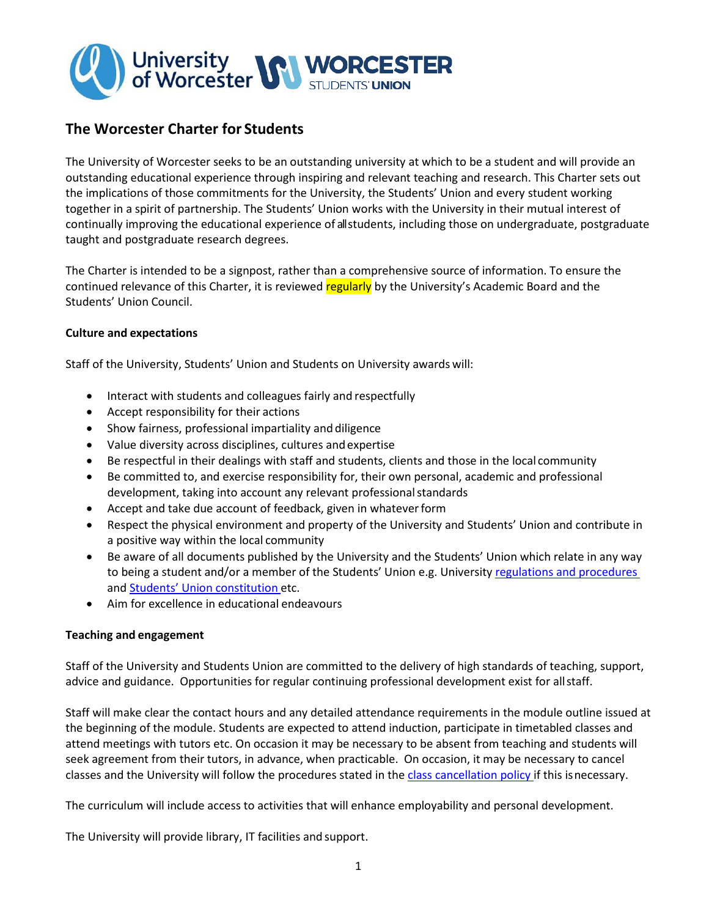# The Worcester Charter for Students

The University of Worcester seeks to be an outstanding university at which to be a student and will provide an outstanding educational experience through inspiring and relevant teaching and research. This Charter sets out the implications of those commitments for the University, the Students' Union and every student working together in a spirit of partnership. The Students' Union works with the University in their mutual interest of continually improving the educational experience of all students, including those on undergraduate, postgraduate taught and postgraduate research degrees.

The Charter is intended to be a signpost, rather than a comprehensive source of information. To ensure the continued relevance of this Charter, it is reviewed regularly by the University's Academic Board and the Students' Union Council.

**Culture and expectations**

Staff of the University, Students' Union and Students on University awards will:

- Interact with students and colleagues fairly and respectfully
- Accept responsibility for their actions
- Show fairness, professional impartiality and diligence
- Value diversity across disciplines, cultures and expertise
- Be respectful in their dealings with staff and students, clients and those in the local community
- Be committed to, and exercise responsibility for, their own personal, academic and professional development, taking into account any relevant professional standards
- Accept and take due account of feedback, given in whatever form
- Respect the physical environment and property of the University and Students' Union and contribute in a positive way within the local community
- Be aware of all documents published by the University and the Students' Union which relate in any way to being a student and/or a member of the Students' Union e.g. University regulations and procedures and Students' Union constitution etc.
- Aim for excellence in educational endeavours

**Teaching and engagement**

Staff of the University and Students Union are committed to the delivery of high standards of teaching, support, advice and guidance. Opportunities for regular continuing professional development exist for all staff.

Staff will make clear the contact hours and any detailed attendance requirements in the module outline issued at the beginning of the module. Students are expected to attend induction, participate in timetabled classes and attend meetings with tutors etc. On occasion it may be necessary to be absent from teaching and students will seek agreement from their tutors, in advance, when practicable. On occasion, it may be necessary to cancel classes and the University will follow the procedures stated in the class cancellation policy if this is necessary.

The curriculum will include access to activities that will enhance employability and personal development.

The University will provide library, IT facilities and support.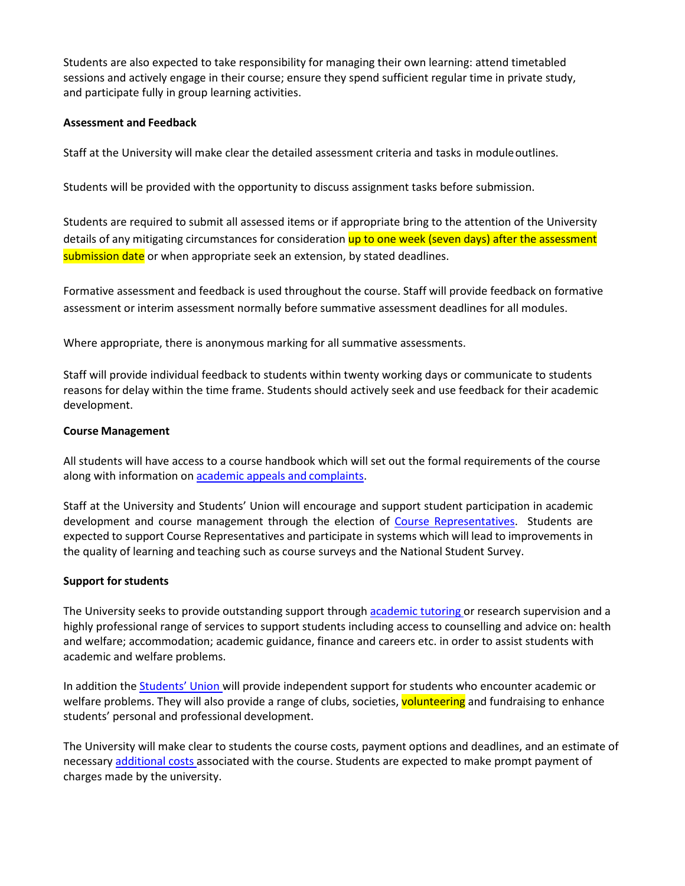Students are also expected to take responsibility for managing their own learning: attend timetabled sessions and actively engage in their course; ensure they spend sufficient regular time in private study, and participate fully in group learning activities.

**Assessment and Feedback**

Staff at the University will make clear the detailed assessment criteria and tasks in module outlines.

Students will be provided with the opportunity to discuss assignment tasks before submission.

Students are required to submit all assessed items or if appropriate bring to the attention of the University details of any mitigating circumstances for consideration up to one week (seven days) after the assessment submission date or when appropriate seek an extension, by stated deadlines.

Formative assessment and feedback is used throughout the course. Staff will provide feedback on formative assessment or interim assessment normally before summative assessment deadlines for all modules.

Where appropriate, there is anonymous marking for all summative assessments.

Staff will provide individual feedback to students within twenty working days or communicate to students reasons for delay within the time frame. Students should actively seek and use feedback for their academic development.

**Course Management**

All students will have access to a course handbook which will set out the formal requirements of the course along with information on academic appeals and complaints.

Staff at the University and Students' Union will encourage and support student participation in academic development and course management through the election of Course Representatives. Students are expected to support Course Representatives and participate in systems which will lead to improvements in the quality of learning and teaching such as course surveys and the National Student Survey.

**Support for students**

The University seeks to provide outstanding support through academic tutoring or research supervision and a highly professional range of services to support students including access to counselling and advice on: health and welfare; accommodation; academic guidance, finance and careers etc. in order to assist students with academic and welfare problems.

In addition the Students' Union will provide independent support for students who encounter academic or welfare problems. They will also provide a range of clubs, societies, volunteering and fundraising to enhance students' personal and professional development.

The University will make clear to students the course costs, payment options and deadlines, and an estimate of necessary additional costs associated with the course. Students are expected to make prompt payment of charges made by the university.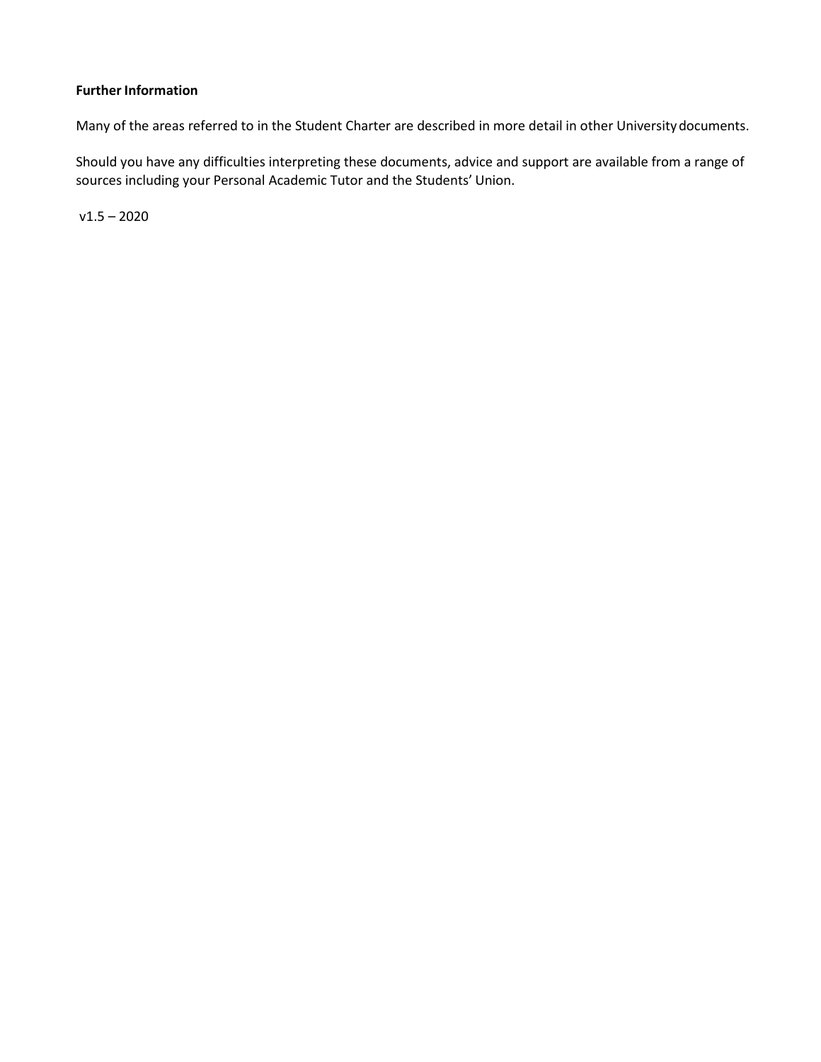**Further Information**

Many of the areas referred to in the Student Charter are described in more detail in other University documents.

Should you have any difficulties interpreting these documents, advice and support are available from a range of sources including your Personal Academic Tutor and the Students' Union.

v1.5 – 2020